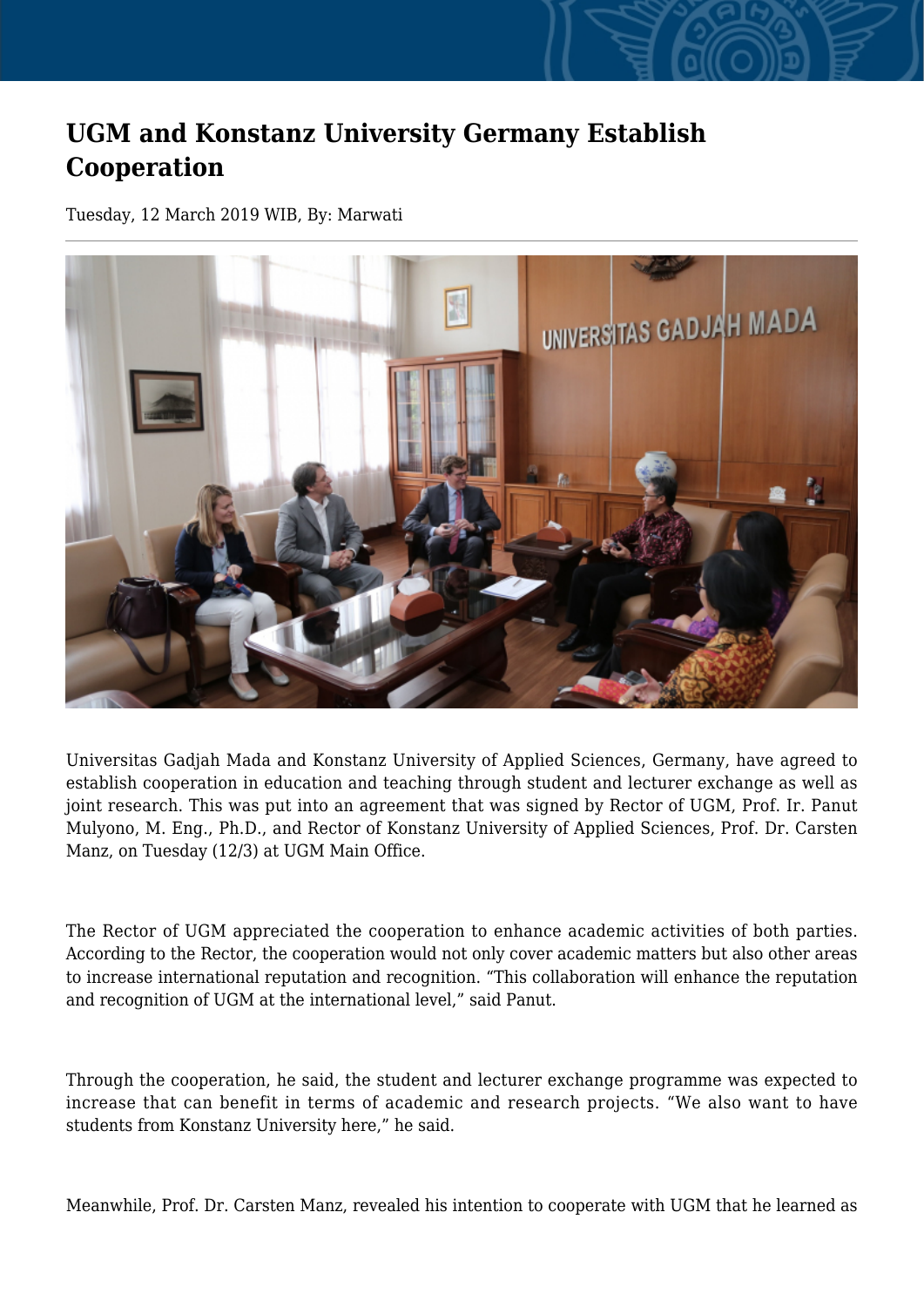# UGM and Konstanz University Germany Establish Cooperation

Tuesday, 12 March 2019 WIB, By: Marwati

Universitas Gadjah Mada and Konstanz University of Applied Sciences, Germany, have agreed to establish cooperation in education and teaching through student and lecturer exchange as well as joint research. This was put into an agreement that was signed by Rector of UGM, Prof. Ir. Panut Mulyono, M. Eng., Ph.D., and Rector of Konstanz University of Applied Sciences, Prof. Dr. Carsten Manz, on Tuesday (12/3) at UGM Main Office.

The Rector of UGM appreciated the cooperation to enhance academic activities of both parties. According to the Rector, the cooperation would not only cover academic matters but also other areas to increase international reputation and recognition. “This collaboration will enhance the reputation and recognition of UGM at the international level,” said Panut.

Through the cooperation, he said, the student and lecturer exchange programme was expected to increase that can benefit in terms of academic and research projects. “We also want to have students from Konstanz University here,” he said.

Meanwhile, Prof. Dr. Carsten Manz, revealed his intention to cooperate with UGM that he learned as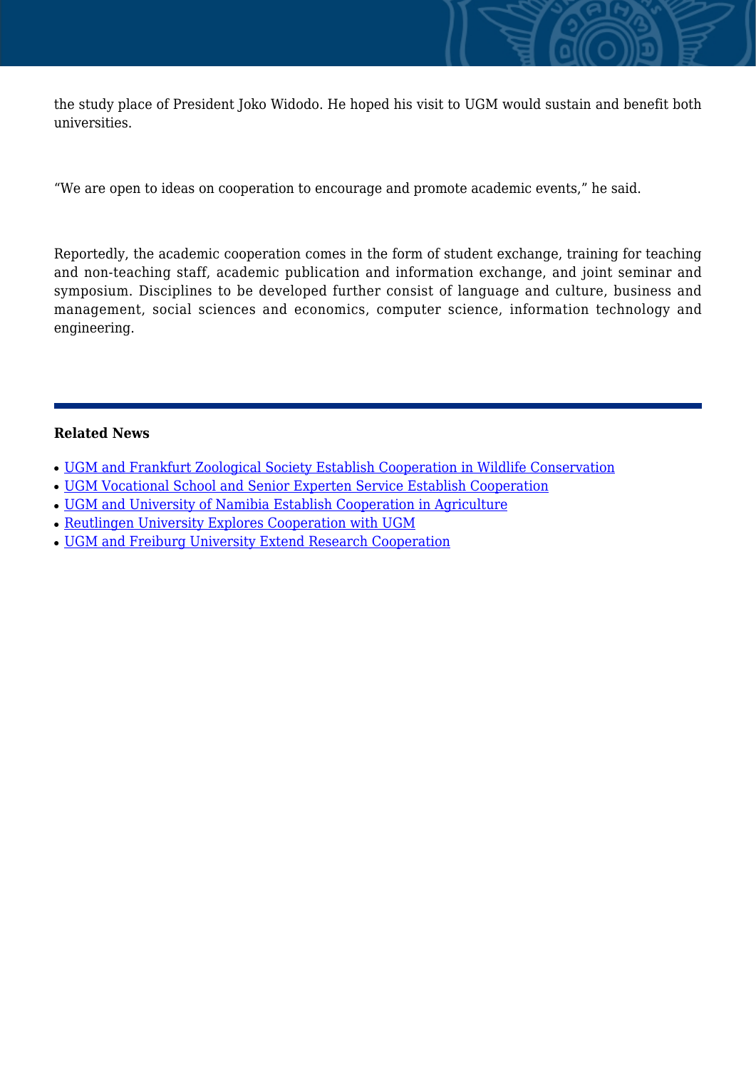the study place of President Joko Widodo. He hoped his visit to UGM would sustain and benefit both universities.

“We are open to ideas on cooperation to encourage and promote academic events,” he said.

Reportedly, the academic cooperation comes in the form of student exchange, training for teaching and non-teaching staff, academic publication and information exchange, and joint seminar and symposium. Disciplines to be developed further consist of language and culture, business and management, social sciences and economics, computer science, information technology and engineering.

---

**Related News**

- UGM and Frankfurt Zoological Society Establish Cooperation in Wildlife Conservation
- UGM Vocational School and Senior Experten Service Establish Cooperation
- UGM and University of Namibia Establish Cooperation in Agriculture
- Reutlingen University Explores Cooperation with UGM
- UGM and Freiburg University Extend Research Cooperation